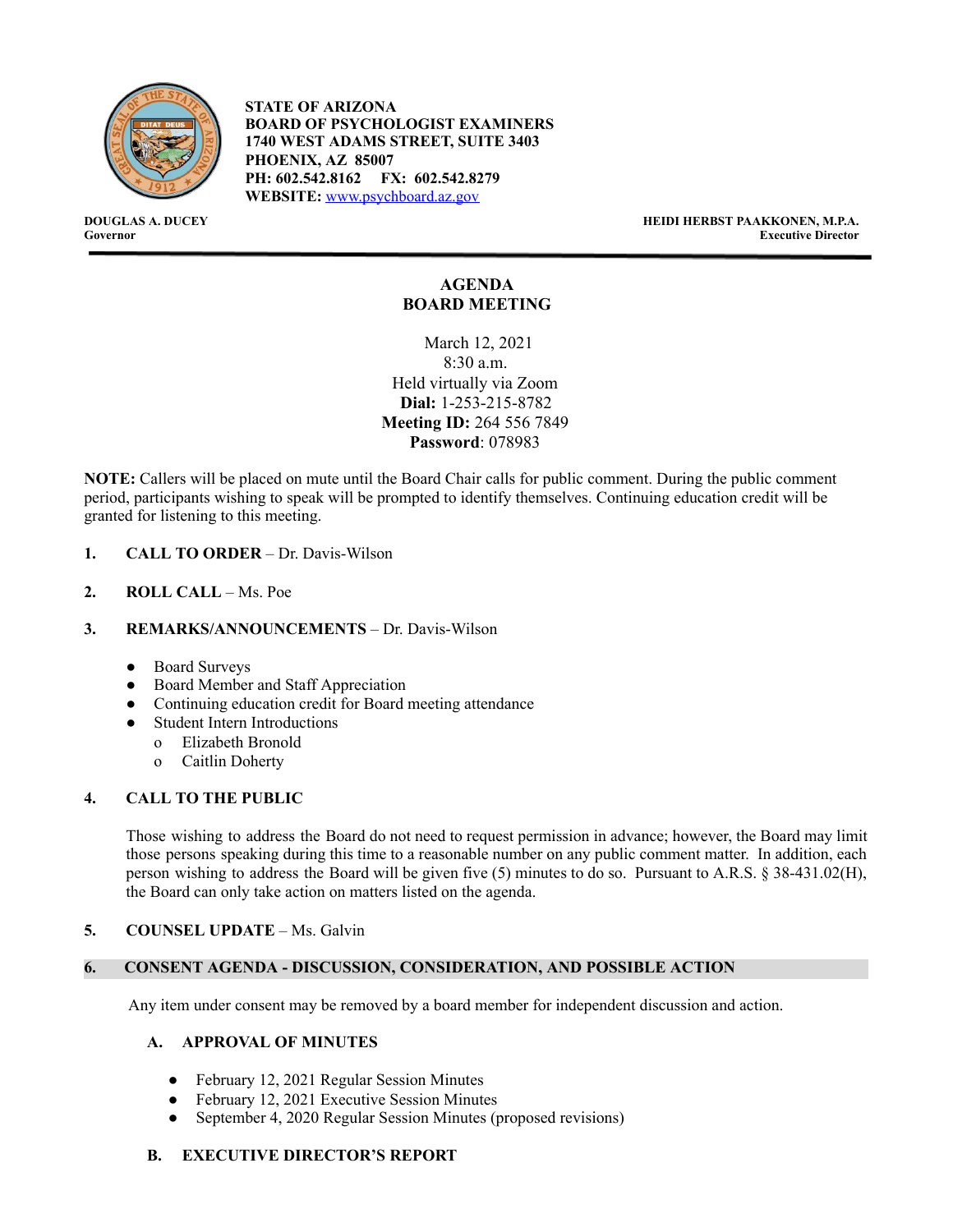**STATE OF ARIZONA**
**BOARD OF PSYCHOLOGIST EXAMINERS**
**1740 WEST ADAMS STREET, SUITE 3403**
**PHOENIX, AZ 85007**
**PH: 602.542.8162 FX: 602.542.8279**
**WEBSITE:** [www.psychboard.az.gov](http://www.psychboard.az.gov)

**DOUGLAS A. DUCEY**
**Governor**

**HEIDI HERBST PAAKKONEN, M.P.A.**
**Executive Director**

---

# AGENDA
# BOARD MEETING

March 12, 2021
8:30 a.m.
Held virtually via Zoom
**Dial:** 1-253-215-8782
**Meeting ID:** 264 556 7849
**Password**: 078983

**NOTE:** Callers will be placed on mute until the Board Chair calls for public comment. During the public comment period, participants wishing to speak will be prompted to identify themselves. Continuing education credit will be granted for listening to this meeting.

1. **CALL TO ORDER** – Dr. Davis-Wilson

2. **ROLL CALL** – Ms. Poe

3. **REMARKS/ANNOUNCEMENTS** – Dr. Davis-Wilson

   - Board Surveys
   - Board Member and Staff Appreciation
   - Continuing education credit for Board meeting attendance
   - Student Intern Introductions
     - Elizabeth Bronold
     - Caitlin Doherty

4. **CALL TO THE PUBLIC**

   Those wishing to address the Board do not need to request permission in advance; however, the Board may limit those persons speaking during this time to a reasonable number on any public comment matter. In addition, each person wishing to address the Board will be given five (5) minutes to do so. Pursuant to A.R.S. § 38-431.02(H), the Board can only take action on matters listed on the agenda.

5. **COUNSEL UPDATE** – Ms. Galvin

## 6. CONSENT AGENDA - DISCUSSION, CONSIDERATION, AND POSSIBLE ACTION

Any item under consent may be removed by a board member for independent discussion and action.

### A. APPROVAL OF MINUTES

- February 12, 2021 Regular Session Minutes
- February 12, 2021 Executive Session Minutes
- September 4, 2020 Regular Session Minutes (proposed revisions)

### B. EXECUTIVE DIRECTOR'S REPORT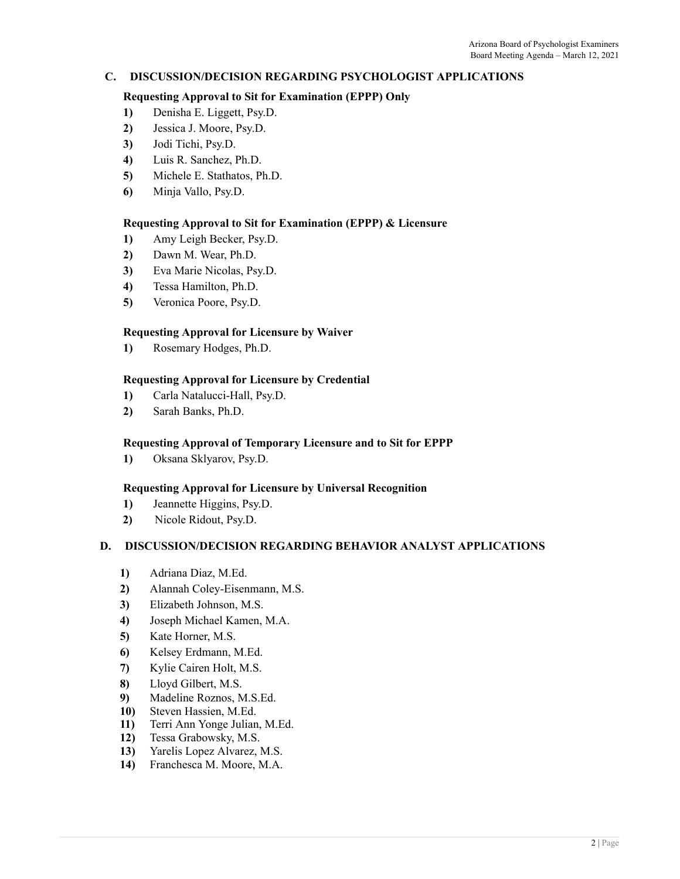## C. DISCUSSION/DECISION REGARDING PSYCHOLOGIST APPLICATIONS

**Requesting Approval to Sit for Examination (EPPP) Only**

1) Denisha E. Liggett, Psy.D.
2) Jessica J. Moore, Psy.D.
3) Jodi Tichi, Psy.D.
4) Luis R. Sanchez, Ph.D.
5) Michele E. Stathatos, Ph.D.
6) Minja Vallo, Psy.D.

**Requesting Approval to Sit for Examination (EPPP) & Licensure**

1) Amy Leigh Becker, Psy.D.
2) Dawn M. Wear, Ph.D.
3) Eva Marie Nicolas, Psy.D.
4) Tessa Hamilton, Ph.D.
5) Veronica Poore, Psy.D.

**Requesting Approval for Licensure by Waiver**

1) Rosemary Hodges, Ph.D.

**Requesting Approval for Licensure by Credential**

1) Carla Natalucci-Hall, Psy.D.
2) Sarah Banks, Ph.D.

**Requesting Approval of Temporary Licensure and to Sit for EPPP**

1) Oksana Sklyarov, Psy.D.

**Requesting Approval for Licensure by Universal Recognition**

1) Jeannette Higgins, Psy.D.
2) Nicole Ridout, Psy.D.

## D. DISCUSSION/DECISION REGARDING BEHAVIOR ANALYST APPLICATIONS

1) Adriana Diaz, M.Ed.
2) Alannah Coley-Eisenmann, M.S.
3) Elizabeth Johnson, M.S.
4) Joseph Michael Kamen, M.A.
5) Kate Horner, M.S.
6) Kelsey Erdmann, M.Ed.
7) Kylie Cairen Holt, M.S.
8) Lloyd Gilbert, M.S.
9) Madeline Roznos, M.S.Ed.
10) Steven Hassien, M.Ed.
11) Terri Ann Yonge Julian, M.Ed.
12) Tessa Grabowsky, M.S.
13) Yarelis Lopez Alvarez, M.S.
14) Franchesca M. Moore, M.A.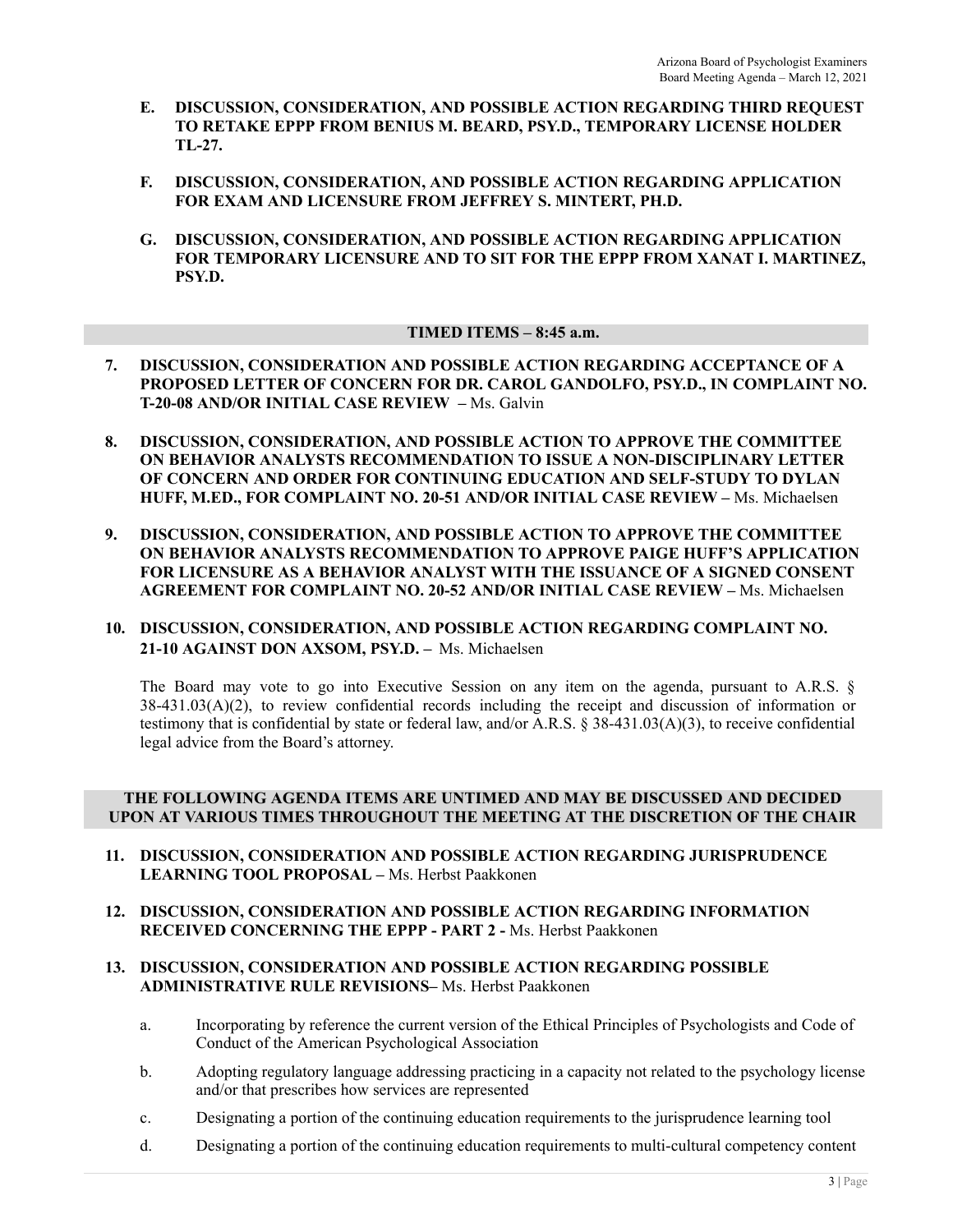**E. DISCUSSION, CONSIDERATION, AND POSSIBLE ACTION REGARDING THIRD REQUEST TO RETAKE EPPP FROM BENIUS M. BEARD, PSY.D., TEMPORARY LICENSE HOLDER TL-27.**

**F. DISCUSSION, CONSIDERATION, AND POSSIBLE ACTION REGARDING APPLICATION FOR EXAM AND LICENSURE FROM JEFFREY S. MINTERT, PH.D.**

**G. DISCUSSION, CONSIDERATION, AND POSSIBLE ACTION REGARDING APPLICATION FOR TEMPORARY LICENSURE AND TO SIT FOR THE EPPP FROM XANAT I. MARTINEZ, PSY.D.**

## TIMED ITEMS – 8:45 a.m.

**7. DISCUSSION, CONSIDERATION AND POSSIBLE ACTION REGARDING ACCEPTANCE OF A PROPOSED LETTER OF CONCERN FOR DR. CAROL GANDOLFO, PSY.D., IN COMPLAINT NO. T-20-08 AND/OR INITIAL CASE REVIEW –** Ms. Galvin

**8. DISCUSSION, CONSIDERATION, AND POSSIBLE ACTION TO APPROVE THE COMMITTEE ON BEHAVIOR ANALYSTS RECOMMENDATION TO ISSUE A NON-DISCIPLINARY LETTER OF CONCERN AND ORDER FOR CONTINUING EDUCATION AND SELF-STUDY TO DYLAN HUFF, M.ED., FOR COMPLAINT NO. 20-51 AND/OR INITIAL CASE REVIEW –** Ms. Michaelsen

**9. DISCUSSION, CONSIDERATION, AND POSSIBLE ACTION TO APPROVE THE COMMITTEE ON BEHAVIOR ANALYSTS RECOMMENDATION TO APPROVE PAIGE HUFF'S APPLICATION FOR LICENSURE AS A BEHAVIOR ANALYST WITH THE ISSUANCE OF A SIGNED CONSENT AGREEMENT FOR COMPLAINT NO. 20-52 AND/OR INITIAL CASE REVIEW –** Ms. Michaelsen

**10. DISCUSSION, CONSIDERATION, AND POSSIBLE ACTION REGARDING COMPLAINT NO. 21-10 AGAINST DON AXSOM, PSY.D. –** Ms. Michaelsen

The Board may vote to go into Executive Session on any item on the agenda, pursuant to A.R.S. § 38-431.03(A)(2), to review confidential records including the receipt and discussion of information or testimony that is confidential by state or federal law, and/or A.R.S. § 38-431.03(A)(3), to receive confidential legal advice from the Board's attorney.

## THE FOLLOWING AGENDA ITEMS ARE UNTIMED AND MAY BE DISCUSSED AND DECIDED UPON AT VARIOUS TIMES THROUGHOUT THE MEETING AT THE DISCRETION OF THE CHAIR

**11. DISCUSSION, CONSIDERATION AND POSSIBLE ACTION REGARDING JURISPRUDENCE LEARNING TOOL PROPOSAL –** Ms. Herbst Paakkonen

**12. DISCUSSION, CONSIDERATION AND POSSIBLE ACTION REGARDING INFORMATION RECEIVED CONCERNING THE EPPP - PART 2 -** Ms. Herbst Paakkonen

**13. DISCUSSION, CONSIDERATION AND POSSIBLE ACTION REGARDING POSSIBLE ADMINISTRATIVE RULE REVISIONS–** Ms. Herbst Paakkonen

a. Incorporating by reference the current version of the Ethical Principles of Psychologists and Code of Conduct of the American Psychological Association

b. Adopting regulatory language addressing practicing in a capacity not related to the psychology license and/or that prescribes how services are represented

c. Designating a portion of the continuing education requirements to the jurisprudence learning tool

d. Designating a portion of the continuing education requirements to multi-cultural competency content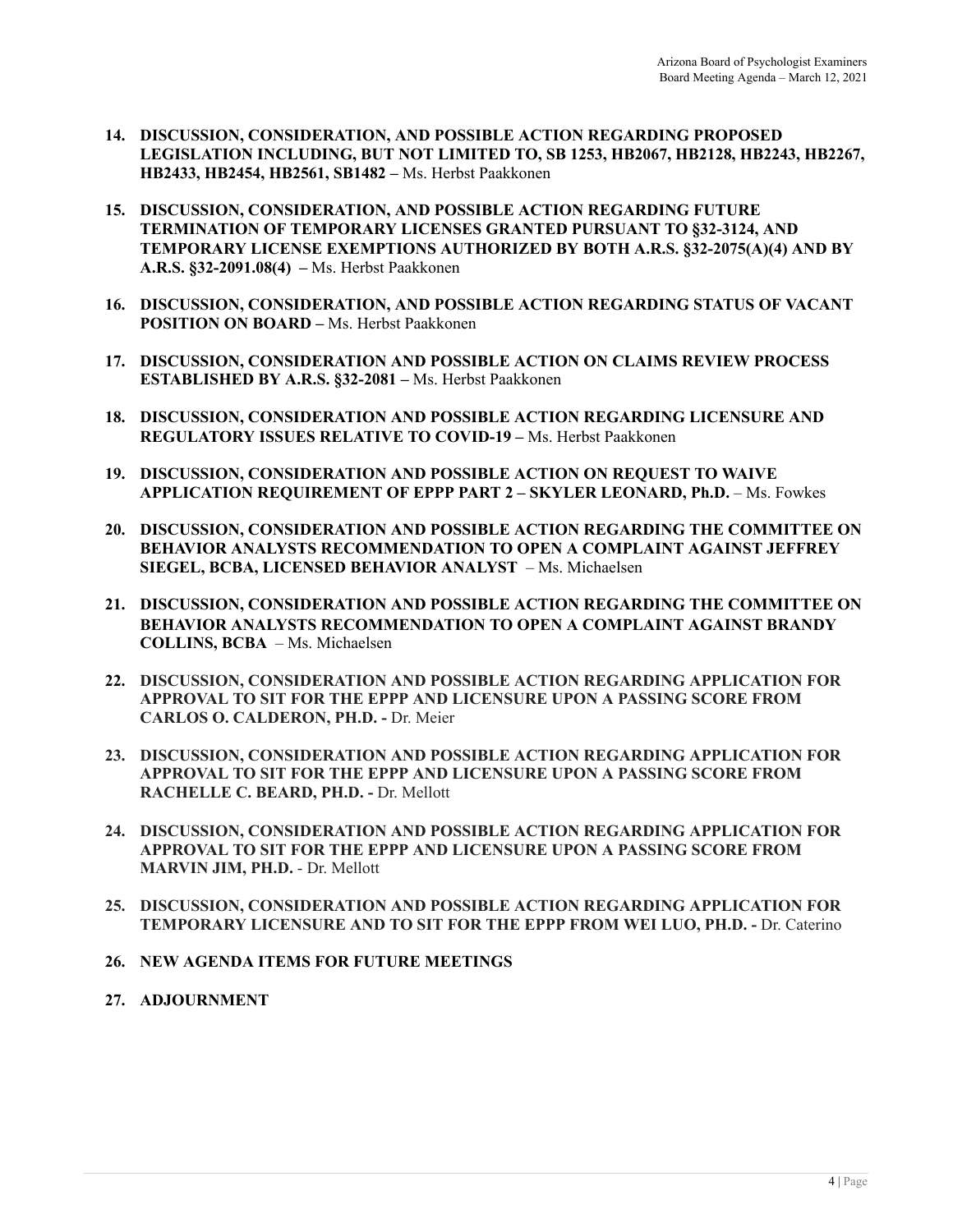14. **DISCUSSION, CONSIDERATION, AND POSSIBLE ACTION REGARDING PROPOSED LEGISLATION INCLUDING, BUT NOT LIMITED TO, SB 1253, HB2067, HB2128, HB2243, HB2267, HB2433, HB2454, HB2561, SB1482 –** Ms. Herbst Paakkonen

15. **DISCUSSION, CONSIDERATION, AND POSSIBLE ACTION REGARDING FUTURE TERMINATION OF TEMPORARY LICENSES GRANTED PURSUANT TO §32-3124, AND TEMPORARY LICENSE EXEMPTIONS AUTHORIZED BY BOTH A.R.S. §32-2075(A)(4) AND BY A.R.S. §32-2091.08(4) –** Ms. Herbst Paakkonen

16. **DISCUSSION, CONSIDERATION, AND POSSIBLE ACTION REGARDING STATUS OF VACANT POSITION ON BOARD –** Ms. Herbst Paakkonen

17. **DISCUSSION, CONSIDERATION AND POSSIBLE ACTION ON CLAIMS REVIEW PROCESS ESTABLISHED BY A.R.S. §32-2081 –** Ms. Herbst Paakkonen

18. **DISCUSSION, CONSIDERATION AND POSSIBLE ACTION REGARDING LICENSURE AND REGULATORY ISSUES RELATIVE TO COVID-19 –** Ms. Herbst Paakkonen

19. **DISCUSSION, CONSIDERATION AND POSSIBLE ACTION ON REQUEST TO WAIVE APPLICATION REQUIREMENT OF EPPP PART 2 – SKYLER LEONARD, Ph.D.** – Ms. Fowkes

20. **DISCUSSION, CONSIDERATION AND POSSIBLE ACTION REGARDING THE COMMITTEE ON BEHAVIOR ANALYSTS RECOMMENDATION TO OPEN A COMPLAINT AGAINST JEFFREY SIEGEL, BCBA, LICENSED BEHAVIOR ANALYST** – Ms. Michaelsen

21. **DISCUSSION, CONSIDERATION AND POSSIBLE ACTION REGARDING THE COMMITTEE ON BEHAVIOR ANALYSTS RECOMMENDATION TO OPEN A COMPLAINT AGAINST BRANDY COLLINS, BCBA** – Ms. Michaelsen

22. **DISCUSSION, CONSIDERATION AND POSSIBLE ACTION REGARDING APPLICATION FOR APPROVAL TO SIT FOR THE EPPP AND LICENSURE UPON A PASSING SCORE FROM CARLOS O. CALDERON, PH.D. -** Dr. Meier

23. **DISCUSSION, CONSIDERATION AND POSSIBLE ACTION REGARDING APPLICATION FOR APPROVAL TO SIT FOR THE EPPP AND LICENSURE UPON A PASSING SCORE FROM RACHELLE C. BEARD, PH.D. -** Dr. Mellott

24. **DISCUSSION, CONSIDERATION AND POSSIBLE ACTION REGARDING APPLICATION FOR APPROVAL TO SIT FOR THE EPPP AND LICENSURE UPON A PASSING SCORE FROM MARVIN JIM, PH.D.** - Dr. Mellott

25. **DISCUSSION, CONSIDERATION AND POSSIBLE ACTION REGARDING APPLICATION FOR TEMPORARY LICENSURE AND TO SIT FOR THE EPPP FROM WEI LUO, PH.D. -** Dr. Caterino

26. **NEW AGENDA ITEMS FOR FUTURE MEETINGS**

27. **ADJOURNMENT**